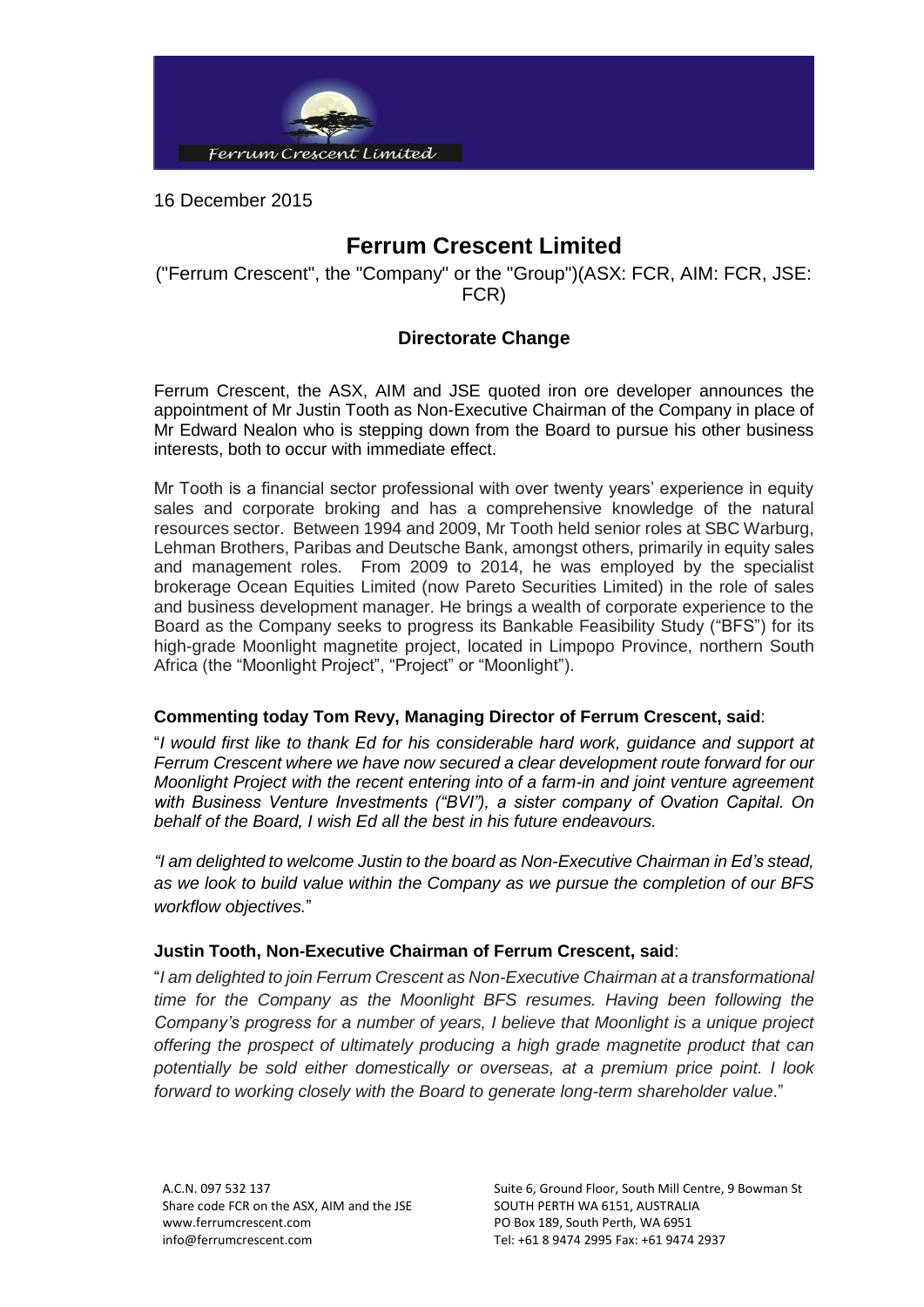16 December 2015

# Ferrum Crescent Limited

("Ferrum Crescent", the "Company" or the "Group")(ASX: FCR, AIM: FCR, JSE: FCR)

## Directorate Change

Ferrum Crescent, the ASX, AIM and JSE quoted iron ore developer announces the appointment of Mr Justin Tooth as Non-Executive Chairman of the Company in place of Mr Edward Nealon who is stepping down from the Board to pursue his other business interests, both to occur with immediate effect.

Mr Tooth is a financial sector professional with over twenty years' experience in equity sales and corporate broking and has a comprehensive knowledge of the natural resources sector. Between 1994 and 2009, Mr Tooth held senior roles at SBC Warburg, Lehman Brothers, Paribas and Deutsche Bank, amongst others, primarily in equity sales and management roles. From 2009 to 2014, he was employed by the specialist brokerage Ocean Equities Limited (now Pareto Securities Limited) in the role of sales and business development manager. He brings a wealth of corporate experience to the Board as the Company seeks to progress its Bankable Feasibility Study ("BFS") for its high-grade Moonlight magnetite project, located in Limpopo Province, northern South Africa (the "Moonlight Project", "Project" or "Moonlight").

**Commenting today Tom Revy, Managing Director of Ferrum Crescent, said**:

"*I would first like to thank Ed for his considerable hard work, guidance and support at Ferrum Crescent where we have now secured a clear development route forward for our Moonlight Project with the recent entering into of a farm-in and joint venture agreement with Business Venture Investments ("BVI"), a sister company of Ovation Capital. On behalf of the Board, I wish Ed all the best in his future endeavours.*

*"I am delighted to welcome Justin to the board as Non-Executive Chairman in Ed's stead, as we look to build value within the Company as we pursue the completion of our BFS workflow objectives.*"

**Justin Tooth, Non-Executive Chairman of Ferrum Crescent, said**:

"*I am delighted to join Ferrum Crescent as Non-Executive Chairman at a transformational time for the Company as the Moonlight BFS resumes. Having been following the Company's progress for a number of years, I believe that Moonlight is a unique project offering the prospect of ultimately producing a high grade magnetite product that can potentially be sold either domestically or overseas, at a premium price point. I look forward to working closely with the Board to generate long-term shareholder value*."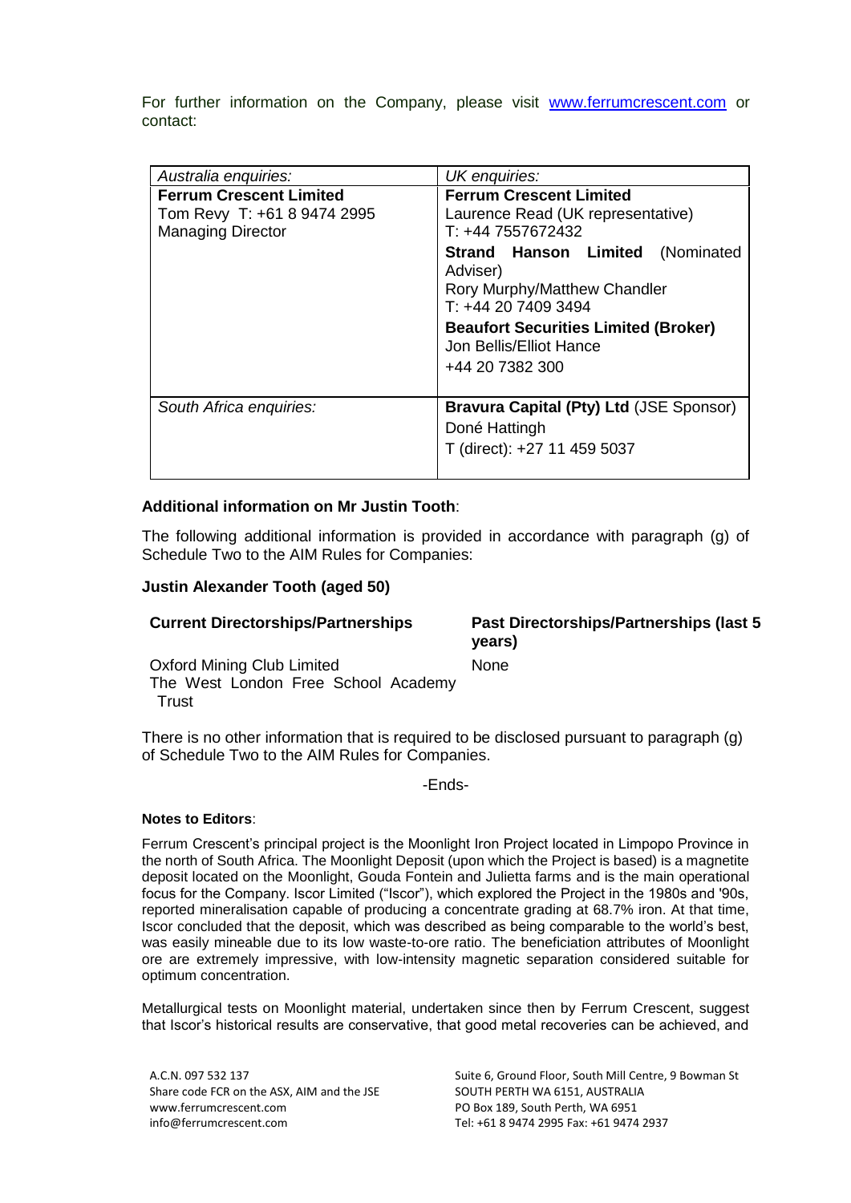For further information on the Company, please visit [www.ferrumcrescent.com](www.ferrumcrescent.com) or contact:

| *Australia enquiries:* | *UK enquiries:* |
|---|---|
| **Ferrum Crescent Limited**<br>Tom Revy T: +61 8 9474 2995<br>Managing Director | **Ferrum Crescent Limited**<br>Laurence Read (UK representative)<br>T: +44 7557672432<br>**Strand Hanson Limited** (Nominated Adviser)<br>Rory Murphy/Matthew Chandler<br>T: +44 20 7409 3494<br>**Beaufort Securities Limited (Broker)**<br>Jon Bellis/Elliot Hance<br>+44 20 7382 300 |
| *South Africa enquiries:* | **Bravura Capital (Pty) Ltd** (JSE Sponsor)<br>Doné Hattingh<br>T (direct): +27 11 459 5037 |

**Additional information on Mr Justin Tooth**:

The following additional information is provided in accordance with paragraph (g) of Schedule Two to the AIM Rules for Companies:

**Justin Alexander Tooth (aged 50)**

| **Current Directorships/Partnerships** | **Past Directorships/Partnerships (last 5 years)** |
|---|---|
| Oxford Mining Club Limited<br>The West London Free School Academy Trust | None |

There is no other information that is required to be disclosed pursuant to paragraph (g) of Schedule Two to the AIM Rules for Companies.

-Ends-

**Notes to Editors**:

Ferrum Crescent's principal project is the Moonlight Iron Project located in Limpopo Province in the north of South Africa. The Moonlight Deposit (upon which the Project is based) is a magnetite deposit located on the Moonlight, Gouda Fontein and Julietta farms and is the main operational focus for the Company. Iscor Limited ("Iscor"), which explored the Project in the 1980s and '90s, reported mineralisation capable of producing a concentrate grading at 68.7% iron. At that time, Iscor concluded that the deposit, which was described as being comparable to the world's best, was easily mineable due to its low waste-to-ore ratio. The beneficiation attributes of Moonlight ore are extremely impressive, with low-intensity magnetic separation considered suitable for optimum concentration.

Metallurgical tests on Moonlight material, undertaken since then by Ferrum Crescent, suggest that Iscor's historical results are conservative, that good metal recoveries can be achieved, and

A.C.N. 097 532 137
Share code FCR on the ASX, AIM and the JSE
www.ferrumcrescent.com
info@ferrumcrescent.com

Suite 6, Ground Floor, South Mill Centre, 9 Bowman St
SOUTH PERTH WA 6151, AUSTRALIA
PO Box 189, South Perth, WA 6951
Tel: +61 8 9474 2995 Fax: +61 9474 2937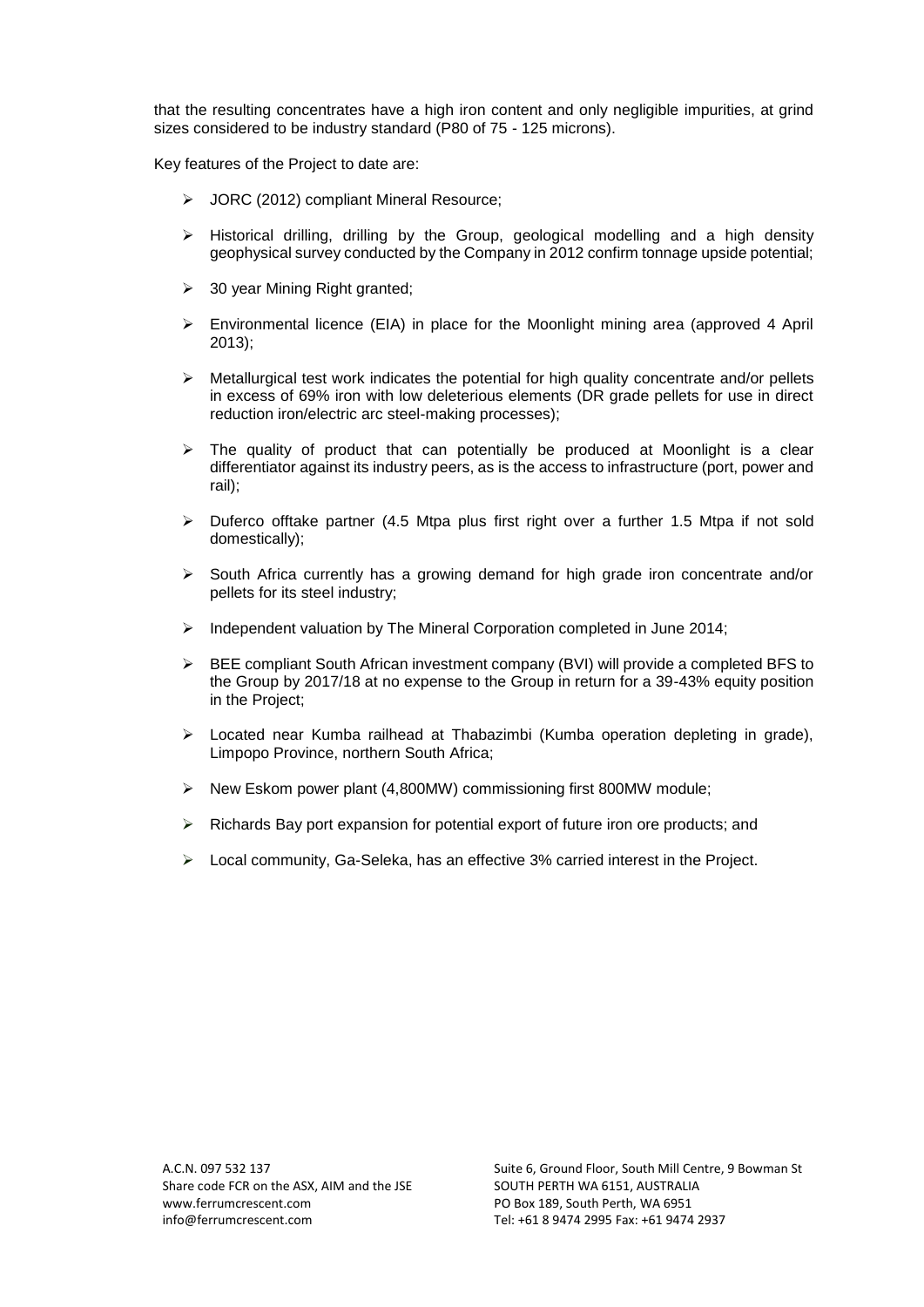that the resulting concentrates have a high iron content and only negligible impurities, at grind sizes considered to be industry standard (P80 of 75 - 125 microns).

Key features of the Project to date are:

- JORC (2012) compliant Mineral Resource;
- Historical drilling, drilling by the Group, geological modelling and a high density geophysical survey conducted by the Company in 2012 confirm tonnage upside potential;
- 30 year Mining Right granted;
- Environmental licence (EIA) in place for the Moonlight mining area (approved 4 April 2013);
- Metallurgical test work indicates the potential for high quality concentrate and/or pellets in excess of 69% iron with low deleterious elements (DR grade pellets for use in direct reduction iron/electric arc steel-making processes);
- The quality of product that can potentially be produced at Moonlight is a clear differentiator against its industry peers, as is the access to infrastructure (port, power and rail);
- Duferco offtake partner (4.5 Mtpa plus first right over a further 1.5 Mtpa if not sold domestically);
- South Africa currently has a growing demand for high grade iron concentrate and/or pellets for its steel industry;
- Independent valuation by The Mineral Corporation completed in June 2014;
- BEE compliant South African investment company (BVI) will provide a completed BFS to the Group by 2017/18 at no expense to the Group in return for a 39-43% equity position in the Project;
- Located near Kumba railhead at Thabazimbi (Kumba operation depleting in grade), Limpopo Province, northern South Africa;
- New Eskom power plant (4,800MW) commissioning first 800MW module;
- Richards Bay port expansion for potential export of future iron ore products; and
- Local community, Ga-Seleka, has an effective 3% carried interest in the Project.

A.C.N. 097 532 137
Share code FCR on the ASX, AIM and the JSE
www.ferrumcrescent.com
info@ferrumcrescent.com

Suite 6, Ground Floor, South Mill Centre, 9 Bowman St
SOUTH PERTH WA 6151, AUSTRALIA
PO Box 189, South Perth, WA 6951
Tel: +61 8 9474 2995 Fax: +61 9474 2937